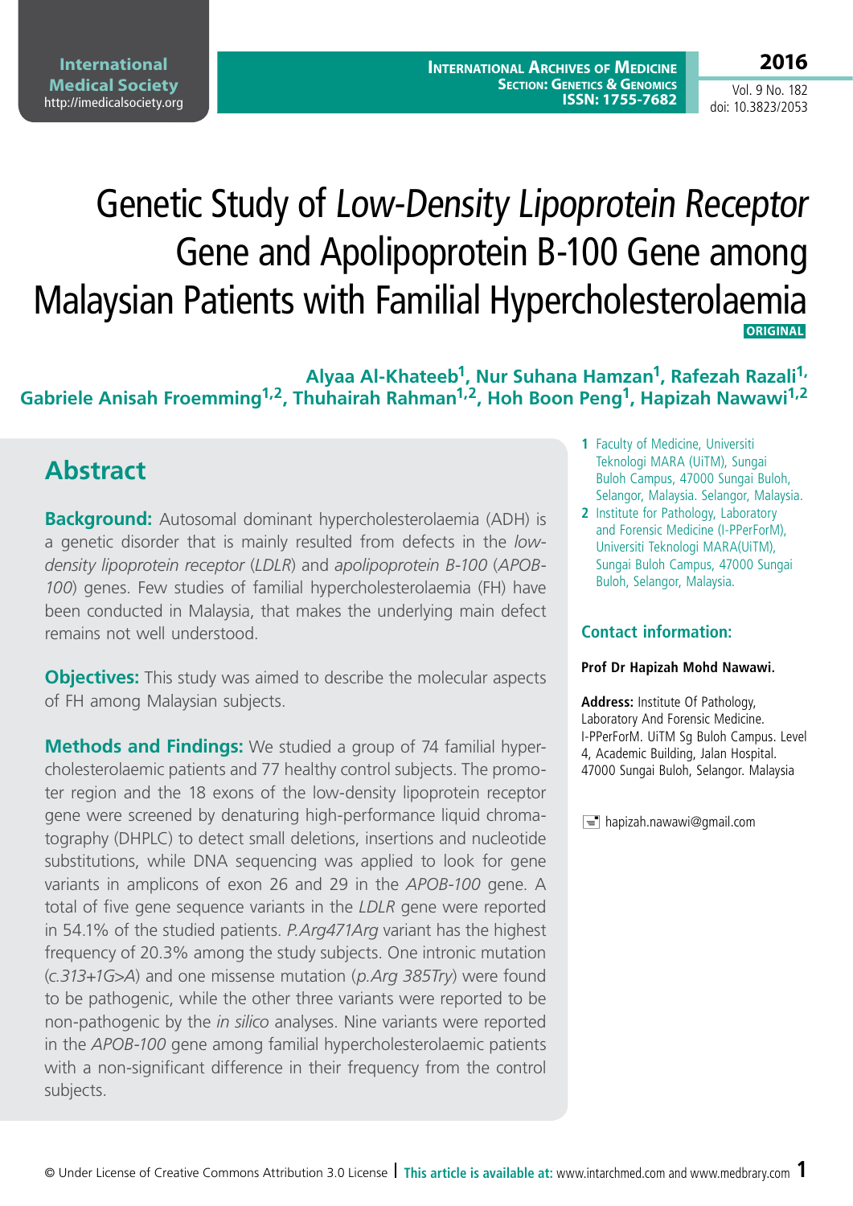# Genetic Study of *Low-Density Lipoprotein Receptor* Gene and Apolipoprotein B-100 Gene among Malaysian Patients with Familial Hypercholesterolaemia

**ORIGINAL**

**Alyaa Al-Khateeb[1], Nur Suhana Hamzan[1], Rafezah Razali[1], Gabriele Anisah Froemming[1,2], Thuhairah Rahman[1,2], Hoh Boon Peng[1], Hapizah Nawawi[1,2]**

1 Faculty of Medicine, Universiti Teknologi MARA (UiTM), Sungai Buloh Campus, 47000 Sungai Buloh, Selangor, Malaysia. Selangor, Malaysia.

2 Institute for Pathology, Laboratory and Forensic Medicine (I-PPerForM), Universiti Teknologi MARA(UiTM), Sungai Buloh Campus, 47000 Sungai Buloh, Selangor, Malaysia.

### Contact information:

**Prof Dr Hapizah Mohd Nawawi.**

**Address:** Institute Of Pathology, Laboratory And Forensic Medicine. I-PPerForM. UiTM Sg Buloh Campus. Level 4, Academic Building, Jalan Hospital. 47000 Sungai Buloh, Selangor. Malaysia

hapizah.nawawi@gmail.com

## Abstract

**Background:** Autosomal dominant hypercholesterolaemia (ADH) is a genetic disorder that is mainly resulted from defects in the *low-density lipoprotein receptor* (*LDLR*) and *apolipoprotein B-100* (*APOB-100*) genes. Few studies of familial hypercholesterolaemia (FH) have been conducted in Malaysia, that makes the underlying main defect remains not well understood.

**Objectives:** This study was aimed to describe the molecular aspects of FH among Malaysian subjects.

**Methods and Findings:** We studied a group of 74 familial hypercholesterolaemic patients and 77 healthy control subjects. The promoter region and the 18 exons of the low-density lipoprotein receptor gene were screened by denaturing high-performance liquid chromatography (DHPLC) to detect small deletions, insertions and nucleotide substitutions, while DNA sequencing was applied to look for gene variants in amplicons of exon 26 and 29 in the *APOB-100* gene. A total of five gene sequence variants in the *LDLR* gene were reported in 54.1% of the studied patients. *P.Arg471Arg* variant has the highest frequency of 20.3% among the study subjects. One intronic mutation (*c.313+1G>A*) and one missense mutation (*p.Arg 385Try*) were found to be pathogenic, while the other three variants were reported to be non-pathogenic by the *in silico* analyses. Nine variants were reported in the *APOB-100* gene among familial hypercholesterolaemic patients with a non-significant difference in their frequency from the control subjects.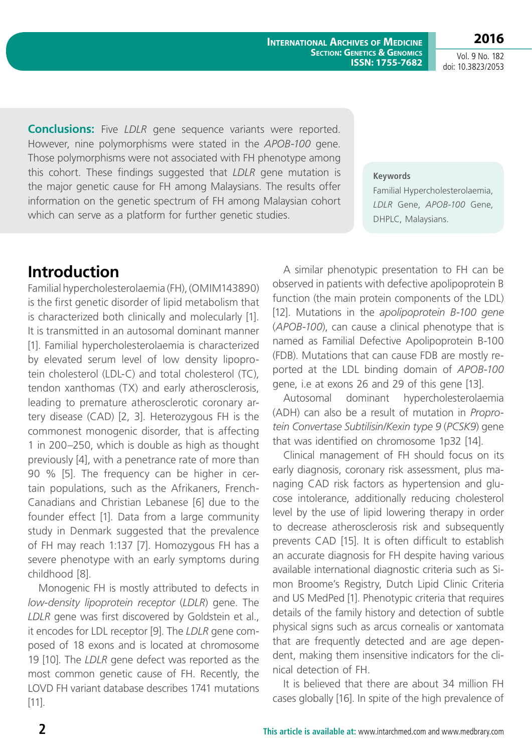**Conclusions:** Five *LDLR* gene sequence variants were reported. However, nine polymorphisms were stated in the *APOB-100* gene. Those polymorphisms were not associated with FH phenotype among this cohort. These findings suggested that *LDLR* gene mutation is the major genetic cause for FH among Malaysians. The results offer information on the genetic spectrum of FH among Malaysian cohort which can serve as a platform for further genetic studies.

**Keywords**

Familial Hypercholesterolaemia, *LDLR* Gene, *APOB-100* Gene, DHPLC, Malaysians.

## Introduction

Familial hypercholesterolaemia (FH), (OMIM143890) is the first genetic disorder of lipid metabolism that is characterized both clinically and molecularly [1]. It is transmitted in an autosomal dominant manner [1]. Familial hypercholesterolaemia is characterized by elevated serum level of low density lipoprotein cholesterol (LDL-C) and total cholesterol (TC), tendon xanthomas (TX) and early atherosclerosis, leading to premature atherosclerotic coronary artery disease (CAD) [2, 3]. Heterozygous FH is the commonest monogenic disorder, that is affecting 1 in 200–250, which is double as high as thought previously [4], with a penetrance rate of more than 90 % [5]. The frequency can be higher in certain populations, such as the Afrikaners, French-Canadians and Christian Lebanese [6] due to the founder effect [1]. Data from a large community study in Denmark suggested that the prevalence of FH may reach 1:137 [7]. Homozygous FH has a severe phenotype with an early symptoms during childhood [8].

Monogenic FH is mostly attributed to defects in *low-density lipoprotein receptor* (*LDLR*) gene. The *LDLR* gene was first discovered by Goldstein et al., it encodes for LDL receptor [9]. The *LDLR* gene composed of 18 exons and is located at chromosome 19 [10]. The *LDLR* gene defect was reported as the most common genetic cause of FH. Recently, the LOVD FH variant database describes 1741 mutations [11].

A similar phenotypic presentation to FH can be observed in patients with defective apolipoprotein B function (the main protein components of the LDL) [12]. Mutations in the *apolipoprotein B-100 gene* (*APOB-100*), can cause a clinical phenotype that is named as Familial Defective Apolipoprotein B-100 (FDB). Mutations that can cause FDB are mostly reported at the LDL binding domain of *APOB-100* gene, i.e at exons 26 and 29 of this gene [13].

Autosomal dominant hypercholesterolaemia (ADH) can also be a result of mutation in *Proprotein Convertase Subtilisin/Kexin type 9* (*PCSK9*) gene that was identified on chromosome 1p32 [14].

Clinical management of FH should focus on its early diagnosis, coronary risk assessment, plus managing CAD risk factors as hypertension and glucose intolerance, additionally reducing cholesterol level by the use of lipid lowering therapy in order to decrease atherosclerosis risk and subsequently prevents CAD [15]. It is often difficult to establish an accurate diagnosis for FH despite having various available international diagnostic criteria such as Simon Broome's Registry, Dutch Lipid Clinic Criteria and US MedPed [1]. Phenotypic criteria that requires details of the family history and detection of subtle physical signs such as arcus cornealis or xantomata that are frequently detected and are age dependent, making them insensitive indicators for the clinical detection of FH.

It is believed that there are about 34 million FH cases globally [16]. In spite of the high prevalence of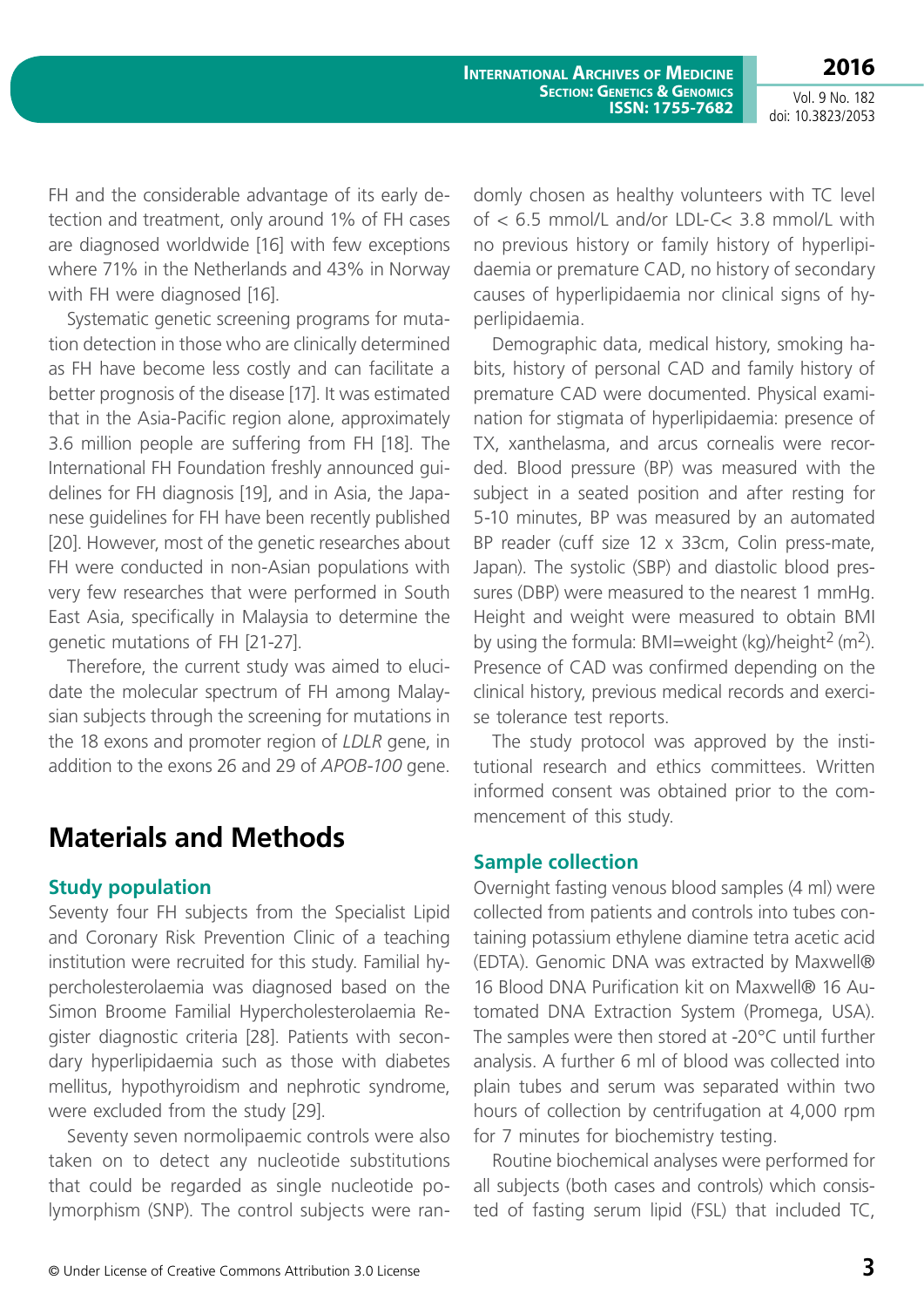FH and the considerable advantage of its early detection and treatment, only around 1% of FH cases are diagnosed worldwide [16] with few exceptions where 71% in the Netherlands and 43% in Norway with FH were diagnosed [16].

Systematic genetic screening programs for mutation detection in those who are clinically determined as FH have become less costly and can facilitate a better prognosis of the disease [17]. It was estimated that in the Asia-Pacific region alone, approximately 3.6 million people are suffering from FH [18]. The International FH Foundation freshly announced guidelines for FH diagnosis [19], and in Asia, the Japanese guidelines for FH have been recently published [20]. However, most of the genetic researches about FH were conducted in non-Asian populations with very few researches that were performed in South East Asia, specifically in Malaysia to determine the genetic mutations of FH [21-27].

Therefore, the current study was aimed to elucidate the molecular spectrum of FH among Malaysian subjects through the screening for mutations in the 18 exons and promoter region of *LDLR* gene, in addition to the exons 26 and 29 of *APOB-100* gene.

## Materials and Methods

### Study population

Seventy four FH subjects from the Specialist Lipid and Coronary Risk Prevention Clinic of a teaching institution were recruited for this study. Familial hypercholesterolaemia was diagnosed based on the Simon Broome Familial Hypercholesterolaemia Register diagnostic criteria [28]. Patients with secondary hyperlipidaemia such as those with diabetes mellitus, hypothyroidism and nephrotic syndrome, were excluded from the study [29].

Seventy seven normolipaemic controls were also taken on to detect any nucleotide substitutions that could be regarded as single nucleotide polymorphism (SNP). The control subjects were randomly chosen as healthy volunteers with TC level of < 6.5 mmol/L and/or LDL-C< 3.8 mmol/L with no previous history or family history of hyperlipidaemia or premature CAD, no history of secondary causes of hyperlipidaemia nor clinical signs of hyperlipidaemia.

Demographic data, medical history, smoking habits, history of personal CAD and family history of premature CAD were documented. Physical examination for stigmata of hyperlipidaemia: presence of TX, xanthelasma, and arcus cornealis were recorded. Blood pressure (BP) was measured with the subject in a seated position and after resting for 5-10 minutes, BP was measured by an automated BP reader (cuff size 12 x 33cm, Colin press-mate, Japan). The systolic (SBP) and diastolic blood pressures (DBP) were measured to the nearest 1 mmHg. Height and weight were measured to obtain BMI by using the formula: BMI=weight (kg)/height$^2$ (m$^2$). Presence of CAD was confirmed depending on the clinical history, previous medical records and exercise tolerance test reports.

The study protocol was approved by the institutional research and ethics committees. Written informed consent was obtained prior to the commencement of this study.

### Sample collection

Overnight fasting venous blood samples (4 ml) were collected from patients and controls into tubes containing potassium ethylene diamine tetra acetic acid (EDTA). Genomic DNA was extracted by Maxwell® 16 Blood DNA Purification kit on Maxwell® 16 Automated DNA Extraction System (Promega, USA). The samples were then stored at -20°C until further analysis. A further 6 ml of blood was collected into plain tubes and serum was separated within two hours of collection by centrifugation at 4,000 rpm for 7 minutes for biochemistry testing.

Routine biochemical analyses were performed for all subjects (both cases and controls) which consisted of fasting serum lipid (FSL) that included TC,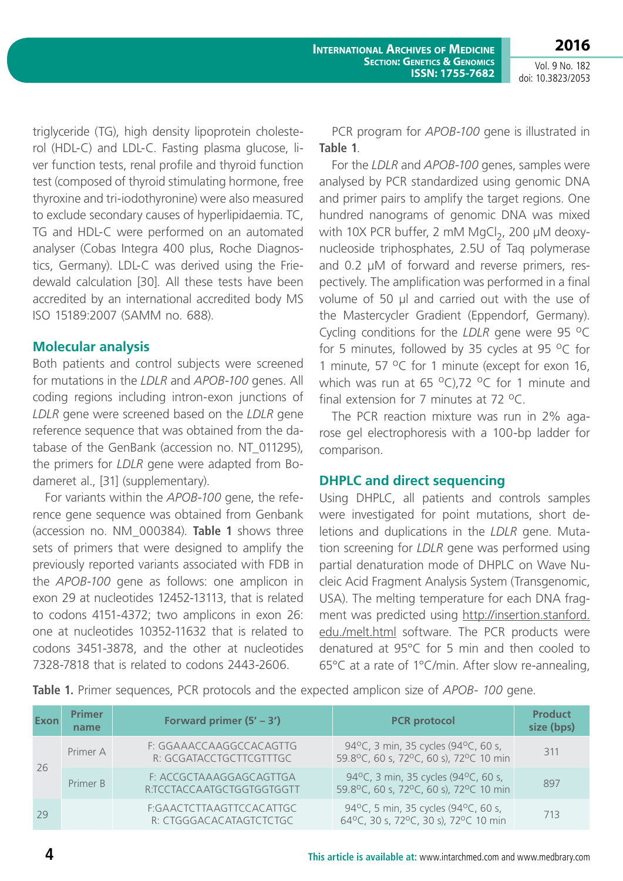triglyceride (TG), high density lipoprotein cholesterol (HDL-C) and LDL-C. Fasting plasma glucose, liver function tests, renal profile and thyroid function test (composed of thyroid stimulating hormone, free thyroxine and tri-iodothyronine) were also measured to exclude secondary causes of hyperlipidaemia. TC, TG and HDL-C were performed on an automated analyser (Cobas Integra 400 plus, Roche Diagnostics, Germany). LDL-C was derived using the Friedewald calculation [30]. All these tests have been accredited by an international accredited body MS ISO 15189:2007 (SAMM no. 688).

## Molecular analysis

Both patients and control subjects were screened for mutations in the *LDLR* and *APOB-100* genes. All coding regions including intron-exon junctions of *LDLR* gene were screened based on the *LDLR* gene reference sequence that was obtained from the database of the GenBank (accession no. NT_011295), the primers for *LDLR* gene were adapted from Bodameret al., [31] (supplementary).

For variants within the *APOB-100* gene, the reference gene sequence was obtained from Genbank (accession no. NM_000384). **Table 1** shows three sets of primers that were designed to amplify the previously reported variants associated with FDB in the *APOB-100* gene as follows: one amplicon in exon 29 at nucleotides 12452-13113, that is related to codons 4151-4372; two amplicons in exon 26: one at nucleotides 10352-11632 that is related to codons 3451-3878, and the other at nucleotides 7328-7818 that is related to codons 2443-2606.

PCR program for *APOB-100* gene is illustrated in **Table 1**.

For the *LDLR* and *APOB-100* genes, samples were analysed by PCR standardized using genomic DNA and primer pairs to amplify the target regions. One hundred nanograms of genomic DNA was mixed with 10X PCR buffer, 2 mM $MgCl_2$, 200 µM deoxynucleoside triphosphates, 2.5U of Taq polymerase and 0.2 µM of forward and reverse primers, respectively. The amplification was performed in a final volume of 50 µl and carried out with the use of the Mastercycler Gradient (Eppendorf, Germany). Cycling conditions for the *LDLR* gene were 95 °C for 5 minutes, followed by 35 cycles at 95 °C for 1 minute, 57 °C for 1 minute (except for exon 16, which was run at 65 °C),72 °C for 1 minute and final extension for 7 minutes at 72 °C.

The PCR reaction mixture was run in 2% agarose gel electrophoresis with a 100-bp ladder for comparison.

## DHPLC and direct sequencing

Using DHPLC, all patients and controls samples were investigated for point mutations, short deletions and duplications in the *LDLR* gene. Mutation screening for *LDLR* gene was performed using partial denaturation mode of DHPLC on Wave Nucleic Acid Fragment Analysis System (Transgenomic, USA). The melting temperature for each DNA fragment was predicted using http://insertion.stanford.edu./melt.html software. The PCR products were denatured at 95°C for 5 min and then cooled to 65°C at a rate of 1°C/min. After slow re-annealing,

**Table 1.** Primer sequences, PCR protocols and the expected amplicon size of *APOB- 100* gene.

| Exon | Primer name | Forward primer (5' – 3') | PCR protocol | Product size (bps) |
|---|---|---|---|---|
| 26 | Primer A | F: GGAAACCAAGGCCACAGTTG<br>R: GCGATACCTGCTTCGTTTGC | 94°C, 3 min, 35 cycles (94°C, 60 s, 59.8°C, 60 s, 72°C, 60 s), 72°C 10 min | 311 |
| | Primer B | F: ACCGCTAAAGGAGCAGTTGA<br>R:TCCTACCAATGCTGGTGGTGGTT | 94°C, 3 min, 35 cycles (94°C, 60 s, 59.8°C, 60 s, 72°C, 60 s), 72°C 10 min | 897 |
| 29 | | F:GAACTCTTAAGTTCCACATTGC<br>R: CTGGGACACATAGTCTCTGC | 94°C, 5 min, 35 cycles (94°C, 60 s, 64°C, 30 s, 72°C, 30 s), 72°C 10 min | 713 |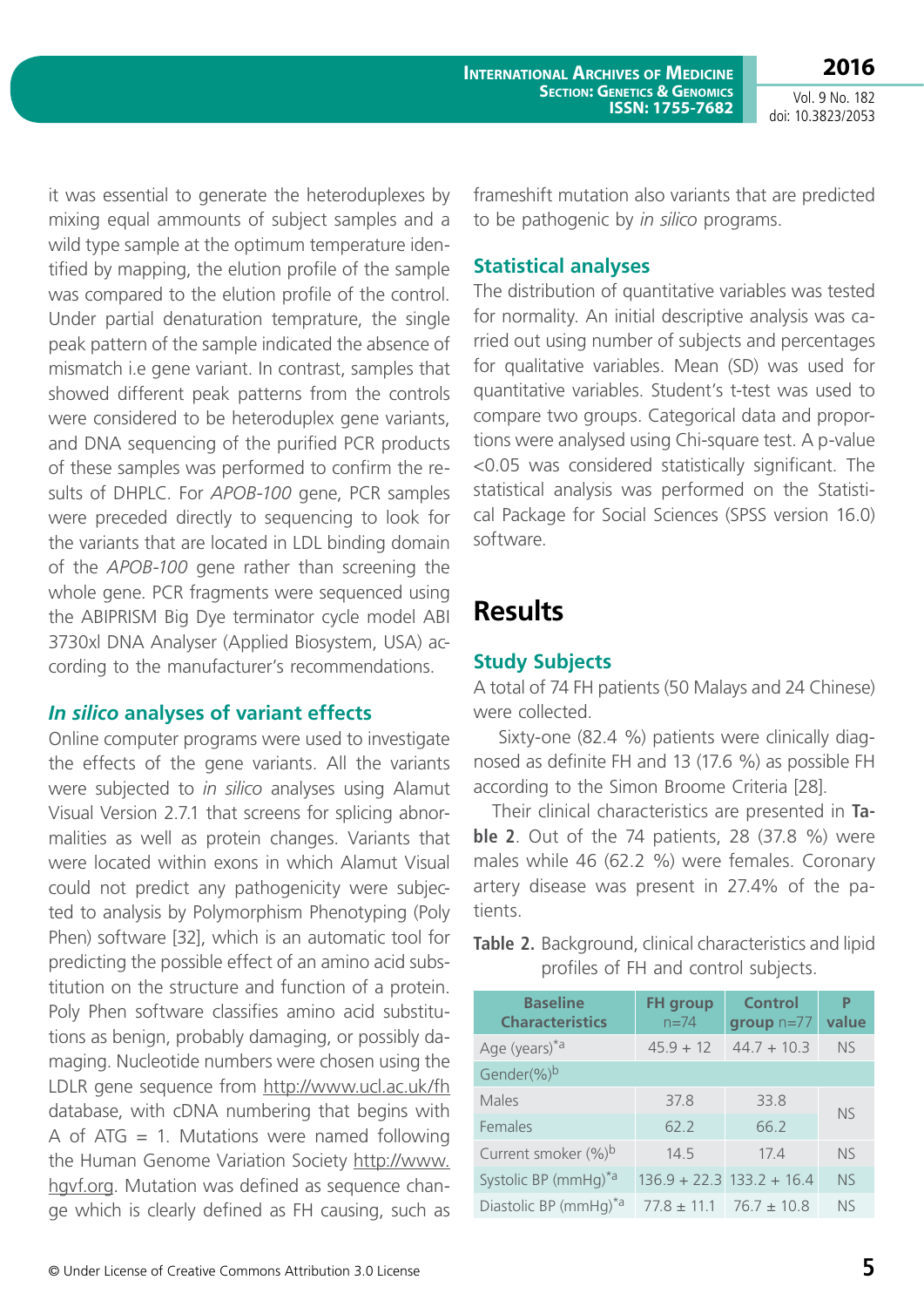it was essential to generate the heteroduplexes by mixing equal ammounts of subject samples and a wild type sample at the optimum temperature identified by mapping, the elution profile of the sample was compared to the elution profile of the control. Under partial denaturation temprature, the single peak pattern of the sample indicated the absence of mismatch i.e gene variant. In contrast, samples that showed different peak patterns from the controls were considered to be heteroduplex gene variants, and DNA sequencing of the purified PCR products of these samples was performed to confirm the results of DHPLC. For *APOB-100* gene, PCR samples were preceded directly to sequencing to look for the variants that are located in LDL binding domain of the *APOB-100* gene rather than screening the whole gene. PCR fragments were sequenced using the ABIPRISM Big Dye terminator cycle model ABI 3730xl DNA Analyser (Applied Biosystem, USA) according to the manufacturer's recommendations.

### *In silico* analyses of variant effects

Online computer programs were used to investigate the effects of the gene variants. All the variants were subjected to *in silico* analyses using Alamut Visual Version 2.7.1 that screens for splicing abnormalities as well as protein changes. Variants that were located within exons in which Alamut Visual could not predict any pathogenicity were subjected to analysis by Polymorphism Phenotyping (Poly Phen) software [32], which is an automatic tool for predicting the possible effect of an amino acid substitution on the structure and function of a protein. Poly Phen software classifies amino acid substitutions as benign, probably damaging, or possibly damaging. Nucleotide numbers were chosen using the LDLR gene sequence from http://www.ucl.ac.uk/fh database, with cDNA numbering that begins with A of ATG = 1. Mutations were named following the Human Genome Variation Society http://www.hgvf.org. Mutation was defined as sequence change which is clearly defined as FH causing, such as frameshift mutation also variants that are predicted to be pathogenic by *in silico* programs.

### Statistical analyses

The distribution of quantitative variables was tested for normality. An initial descriptive analysis was carried out using number of subjects and percentages for qualitative variables. Mean (SD) was used for quantitative variables. Student's t-test was used to compare two groups. Categorical data and proportions were analysed using Chi-square test. A p-value <0.05 was considered statistically significant. The statistical analysis was performed on the Statistical Package for Social Sciences (SPSS version 16.0) software.

## Results

### Study Subjects

A total of 74 FH patients (50 Malays and 24 Chinese) were collected.

Sixty-one (82.4 %) patients were clinically diagnosed as definite FH and 13 (17.6 %) as possible FH according to the Simon Broome Criteria [28].

Their clinical characteristics are presented in **Table 2**. Out of the 74 patients, 28 (37.8 %) were males while 46 (62.2 %) were females. Coronary artery disease was present in 27.4% of the patients.

**Table 2.** Background, clinical characteristics and lipid profiles of FH and control subjects.

| Baseline Characteristics | FH group n=74 | Control group n=77 | P value |
|---|---|---|---|
| Age (years)[*a] | 45.9 + 12 | 44.7 + 10.3 | NS |
| Gender(%)[b] | | | |
| Males | 37.8 | 33.8 | NS |
| Females | 62.2 | 66.2 | |
| Current smoker (%)[b] | 14.5 | 17.4 | NS |
| Systolic BP (mmHg)[*a] | 136.9 + 22.3 | 133.2 + 16.4 | NS |
| Diastolic BP (mmHg)[*a] | 77.8 ± 11.1 | 76.7 ± 10.8 | NS |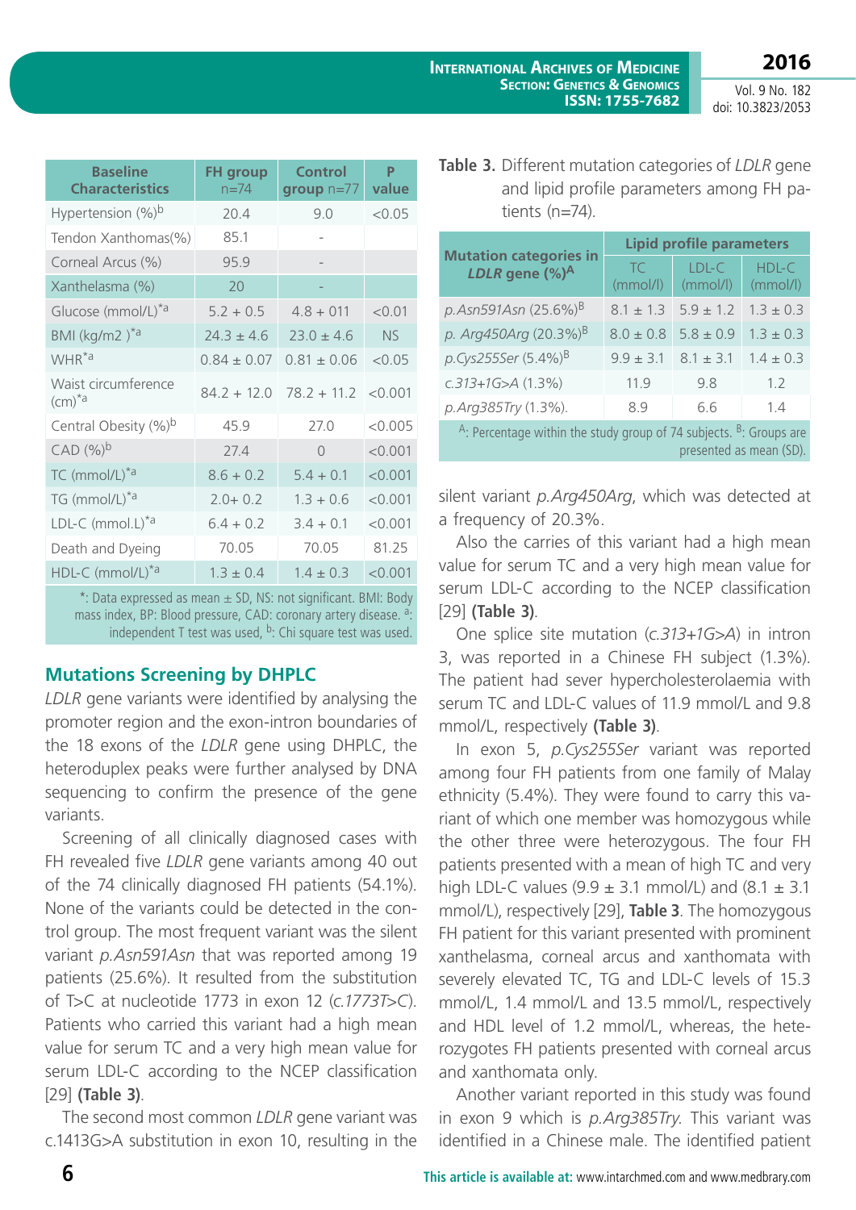| Baseline Characteristics | FH group n=74 | Control group n=77 | P value |
|---|---|---|---|
| Hypertension (%)[b] | 20.4 | 9.0 | <0.05 |
| Tendon Xanthomas(%) | 85.1 | - | |
| Corneal Arcus (%) | 95.9 | - | |
| Xanthelasma (%) | 20 | - | |
| Glucose (mmol/L)[*a] | 5.2 + 0.5 | 4.8 + 011 | <0.01 |
| BMI (kg/m2 )[*a] | 24.3 ± 4.6 | 23.0 ± 4.6 | NS |
| WHR[*a] | 0.84 ± 0.07 | 0.81 ± 0.06 | <0.05 |
| Waist circumference (cm)[*a] | 84.2 + 12.0 | 78.2 + 11.2 | <0.001 |
| Central Obesity (%)[b] | 45.9 | 27.0 | <0.005 |
| CAD (%)[b] | 27.4 | 0 | <0.001 |
| TC (mmol/L)[*a] | 8.6 + 0.2 | 5.4 + 0.1 | <0.001 |
| TG (mmol/L)[*a] | 2.0+ 0.2 | 1.3 + 0.6 | <0.001 |
| LDL-C (mmol.L)[*a] | 6.4 + 0.2 | 3.4 + 0.1 | <0.001 |
| Death and Dyeing | 70.05 | 70.05 | 81.25 |
| HDL-C (mmol/L)[*a] | 1.3 ± 0.4 | 1.4 ± 0.3 | <0.001 |

*: Data expressed as mean ± SD, NS: not significant. BMI: Body mass index, BP: Blood pressure, CAD: coronary artery disease. [a]: independent T test was used, [b]: Chi square test was used.

## Mutations Screening by DHPLC

*LDLR* gene variants were identified by analysing the promoter region and the exon-intron boundaries of the 18 exons of the *LDLR* gene using DHPLC, the heteroduplex peaks were further analysed by DNA sequencing to confirm the presence of the gene variants.

Screening of all clinically diagnosed cases with FH revealed five *LDLR* gene variants among 40 out of the 74 clinically diagnosed FH patients (54.1%). None of the variants could be detected in the control group. The most frequent variant was the silent variant *p.Asn591Asn* that was reported among 19 patients (25.6%). It resulted from the substitution of T>C at nucleotide 1773 in exon 12 (*c.1773T>C*). Patients who carried this variant had a high mean value for serum TC and a very high mean value for serum LDL-C according to the NCEP classification [29] **(Table 3)**.

The second most common *LDLR* gene variant was c.1413G>A substitution in exon 10, resulting in the silent variant *p.Arg450Arg*, which was detected at a frequency of 20.3%.

**Table 3.** Different mutation categories of *LDLR* gene and lipid profile parameters among FH patients (n=74).

| Mutation categories in *LDLR* gene (%)[A] | Lipid profile parameters | | |
|---|---|---|---|
| | TC (mmol/l) | LDL-C (mmol/l) | HDL-C (mmol/l) |
| *p.Asn591Asn* (25.6%)[B] | 8.1 ± 1.3 | 5.9 ± 1.2 | 1.3 ± 0.3 |
| *p. Arg450Arg* (20.3%)[B] | 8.0 ± 0.8 | 5.8 ± 0.9 | 1.3 ± 0.3 |
| *p.Cys255Ser* (5.4%)[B] | 9.9 ± 3.1 | 8.1 ± 3.1 | 1.4 ± 0.3 |
| *c.313+1G>A* (1.3%) | 11.9 | 9.8 | 1.2 |
| *p.Arg385Try* (1.3%). | 8.9 | 6.6 | 1.4 |

[A]: Percentage within the study group of 74 subjects. [B]: Groups are presented as mean (SD).

Also the carries of this variant had a high mean value for serum TC and a very high mean value for serum LDL-C according to the NCEP classification [29] **(Table 3)**.

One splice site mutation (*c.313+1G>A*) in intron 3, was reported in a Chinese FH subject (1.3%). The patient had sever hypercholesterolaemia with serum TC and LDL-C values of 11.9 mmol/L and 9.8 mmol/L, respectively **(Table 3)**.

In exon 5, *p.Cys255Ser* variant was reported among four FH patients from one family of Malay ethnicity (5.4%). They were found to carry this variant of which one member was homozygous while the other three were heterozygous. The four FH patients presented with a mean of high TC and very high LDL-C values (9.9 ± 3.1 mmol/L) and (8.1 ± 3.1 mmol/L), respectively [29], **Table 3**. The homozygous FH patient for this variant presented with prominent xanthelasma, corneal arcus and xanthomata with severely elevated TC, TG and LDL-C levels of 15.3 mmol/L, 1.4 mmol/L and 13.5 mmol/L, respectively and HDL level of 1.2 mmol/L, whereas, the heterozygotes FH patients presented with corneal arcus and xanthomata only.

Another variant reported in this study was found in exon 9 which is *p.Arg385Try*. This variant was identified in a Chinese male. The identified patient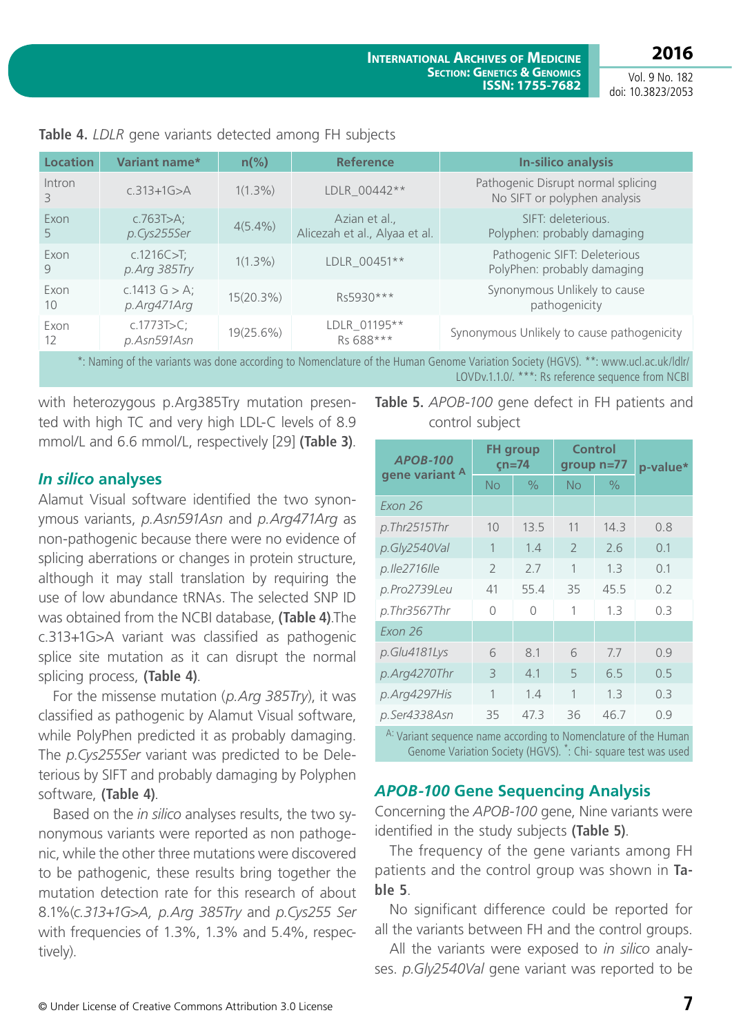**Table 4.** *LDLR* gene variants detected among FH subjects

| Location | Variant name* | n(%) | Reference | In-silico analysis |
|---|---|---|---|---|
| Intron 3 | c.313+1G>A | 1(1.3%) | LDLR_00442** | Pathogenic Disrupt normal splicing No SIFT or polyphen analysis |
| Exon 5 | c.763T>A; *p.Cys255Ser* | 4(5.4%) | Azian et al., Alicezah et al., Alyaa et al. | SIFT: deleterious. Polyphen: probably damaging |
| Exon 9 | c.1216C>T; *p.Arg 385Try* | 1(1.3%) | LDLR_00451** | Pathogenic SIFT: Deleterious PolyPhen: probably damaging |
| Exon 10 | c.1413 G > A; *p.Arg471Arg* | 15(20.3%) | Rs5930*** | Synonymous Unlikely to cause pathogenicity |
| Exon 12 | c.1773T>C; *p.Asn591Asn* | 19(25.6%) | LDLR_01195** Rs 688*** | Synonymous Unlikely to cause pathogenicity |

*: Naming of the variants was done according to Nomenclature of the Human Genome Variation Society (HGVS). **: www.ucl.ac.uk/ldlr/ LOVDv.1.1.0/. ***: Rs reference sequence from NCBI

with heterozygous p.Arg385Try mutation presented with high TC and very high LDL-C levels of 8.9 mmol/L and 6.6 mmol/L, respectively [29] **(Table 3)**.

### *In silico* analyses

Alamut Visual software identified the two synonymous variants, *p.Asn591Asn* and *p.Arg471Arg* as non-pathogenic because there were no evidence of splicing aberrations or changes in protein structure, although it may stall translation by requiring the use of low abundance tRNAs. The selected SNP ID was obtained from the NCBI database, **(Table 4)**.The c.313+1G>A variant was classified as pathogenic splice site mutation as it can disrupt the normal splicing process, **(Table 4)**.

For the missense mutation (*p.Arg 385Try*), it was classified as pathogenic by Alamut Visual software, while PolyPhen predicted it as probably damaging. The *p.Cys255Ser* variant was predicted to be Deleterious by SIFT and probably damaging by Polyphen software, **(Table 4)**.

Based on the *in silico* analyses results, the two synonymous variants were reported as non pathogenic, while the other three mutations were discovered to be pathogenic, these results bring together the mutation detection rate for this research of about 8.1%(*c.313+1G>A, p.Arg 385Try* and *p.Cys255 Ser* with frequencies of 1.3%, 1.3% and 5.4%, respectively).

**Table 5.** *APOB-100* gene defect in FH patients and control subject

| *APOB-100* gene variant [A] | FH group n=74 | | Control group n=77 | | p-value* |
|---|---|---|---|---|---|
| | No | % | No | % | |
| *Exon 26* | | | | | |
| *p.Thr2515Thr* | 10 | 13.5 | 11 | 14.3 | 0.8 |
| *p.Gly2540Val* | 1 | 1.4 | 2 | 2.6 | 0.1 |
| *p.Ile2716Ile* | 2 | 2.7 | 1 | 1.3 | 0.1 |
| *p.Pro2739Leu* | 41 | 55.4 | 35 | 45.5 | 0.2 |
| *p.Thr3567Thr* | 0 | 0 | 1 | 1.3 | 0.3 |
| *Exon 26* | | | | | |
| *p.Glu4181Lys* | 6 | 8.1 | 6 | 7.7 | 0.9 |
| *p.Arg4270Thr* | 3 | 4.1 | 5 | 6.5 | 0.5 |
| *p.Arg4297His* | 1 | 1.4 | 1 | 1.3 | 0.3 |
| *p.Ser4338Asn* | 35 | 47.3 | 36 | 46.7 | 0.9 |

[A]: Variant sequence name according to Nomenclature of the Human Genome Variation Society (HGVS). *: Chi- square test was used

### *APOB-100* Gene Sequencing Analysis

Concerning the *APOB-100* gene, Nine variants were identified in the study subjects **(Table 5)**.

The frequency of the gene variants among FH patients and the control group was shown in **Table 5**.

No significant difference could be reported for all the variants between FH and the control groups.

All the variants were exposed to *in silico* analyses. *p.Gly2540Val* gene variant was reported to be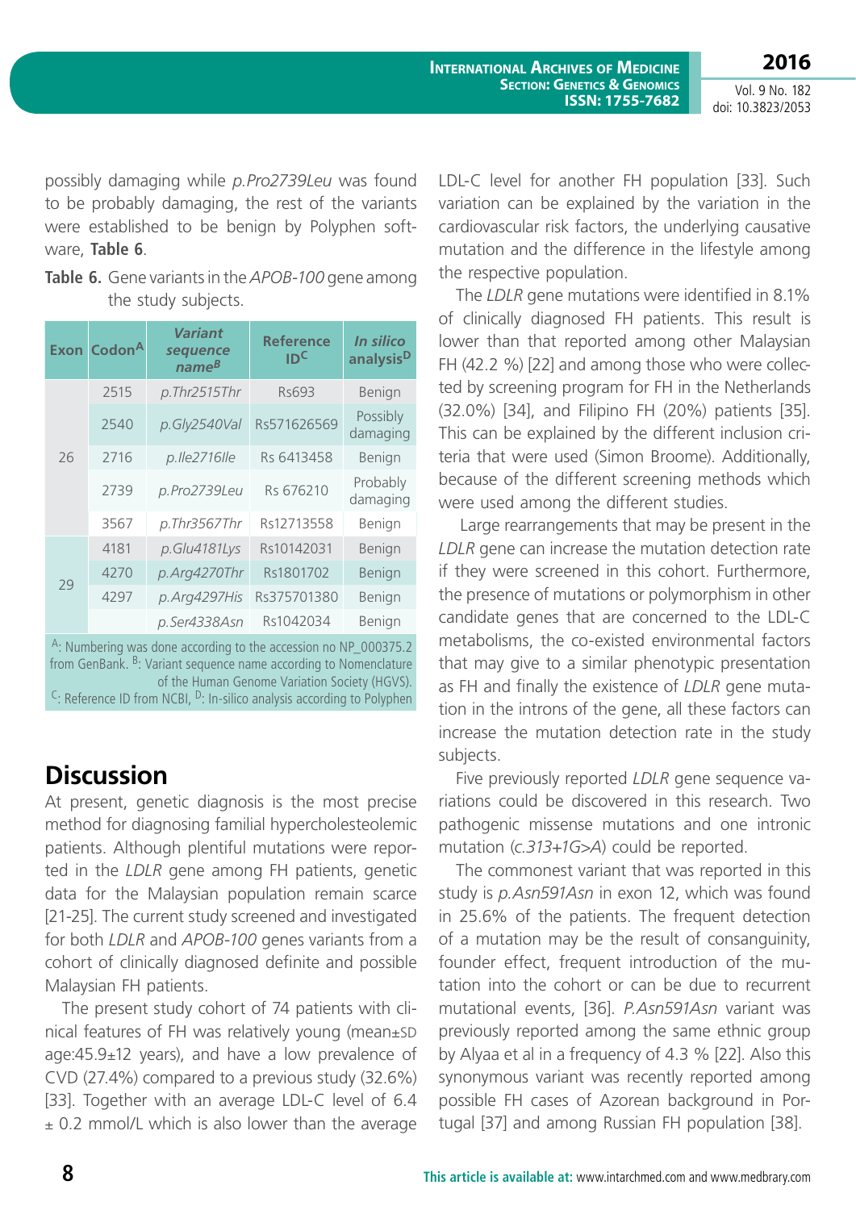possibly damaging while *p.Pro2739Leu* was found to be probably damaging, the rest of the variants were established to be benign by Polyphen software, **Table 6**.

**Table 6.** Gene variants in the *APOB-100* gene among the study subjects.

| Exon | Codon[A] | *Variant sequence name*[B] | Reference ID[C] | *In silico* analysis[D] |
|---|---|---|---|---|
| 26 | 2515 | *p.Thr2515Thr* | Rs693 | Benign |
| | 2540 | *p.Gly2540Val* | Rs571626569 | Possibly damaging |
| | 2716 | *p.Ile2716Ile* | Rs 6413458 | Benign |
| | 2739 | *p.Pro2739Leu* | Rs 676210 | Probably damaging |
| | 3567 | *p.Thr3567Thr* | Rs12713558 | Benign |
| 29 | 4181 | *p.Glu4181Lys* | Rs10142031 | Benign |
| | 4270 | *p.Arg4270Thr* | Rs1801702 | Benign |
| | 4297 | *p.Arg4297His* | Rs375701380 | Benign |
| | | *p.Ser4338Asn* | Rs1042034 | Benign |

[A]: Numbering was done according to the accession no NP_000375.2 from GenBank. [B]: Variant sequence name according to Nomenclature of the Human Genome Variation Society (HGVS). [C]: Reference ID from NCBI, [D]: In-silico analysis according to Polyphen

## Discussion

At present, genetic diagnosis is the most precise method for diagnosing familial hypercholesteolemic patients. Although plentiful mutations were reported in the *LDLR* gene among FH patients, genetic data for the Malaysian population remain scarce [21-25]. The current study screened and investigated for both *LDLR* and *APOB-100* genes variants from a cohort of clinically diagnosed definite and possible Malaysian FH patients.

The present study cohort of 74 patients with clinical features of FH was relatively young (mean±SD age:45.9±12 years), and have a low prevalence of CVD (27.4%) compared to a previous study (32.6%) [33]. Together with an average LDL-C level of 6.4 ± 0.2 mmol/L which is also lower than the average LDL-C level for another FH population [33]. Such variation can be explained by the variation in the cardiovascular risk factors, the underlying causative mutation and the difference in the lifestyle among the respective population.

The *LDLR* gene mutations were identified in 8.1% of clinically diagnosed FH patients. This result is lower than that reported among other Malaysian FH (42.2 %) [22] and among those who were collected by screening program for FH in the Netherlands (32.0%) [34], and Filipino FH (20%) patients [35]. This can be explained by the different inclusion criteria that were used (Simon Broome). Additionally, because of the different screening methods which were used among the different studies.

Large rearrangements that may be present in the *LDLR* gene can increase the mutation detection rate if they were screened in this cohort. Furthermore, the presence of mutations or polymorphism in other candidate genes that are concerned to the LDL-C metabolisms, the co-existed environmental factors that may give to a similar phenotypic presentation as FH and finally the existence of *LDLR* gene mutation in the introns of the gene, all these factors can increase the mutation detection rate in the study subjects.

Five previously reported *LDLR* gene sequence variations could be discovered in this research. Two pathogenic missense mutations and one intronic mutation (*c.313+1G>A*) could be reported.

The commonest variant that was reported in this study is *p.Asn591Asn* in exon 12, which was found in 25.6% of the patients. The frequent detection of a mutation may be the result of consanguinity, founder effect, frequent introduction of the mutation into the cohort or can be due to recurrent mutational events, [36]. *P.Asn591Asn* variant was previously reported among the same ethnic group by Alyaa et al in a frequency of 4.3 % [22]. Also this synonymous variant was recently reported among possible FH cases of Azorean background in Portugal [37] and among Russian FH population [38].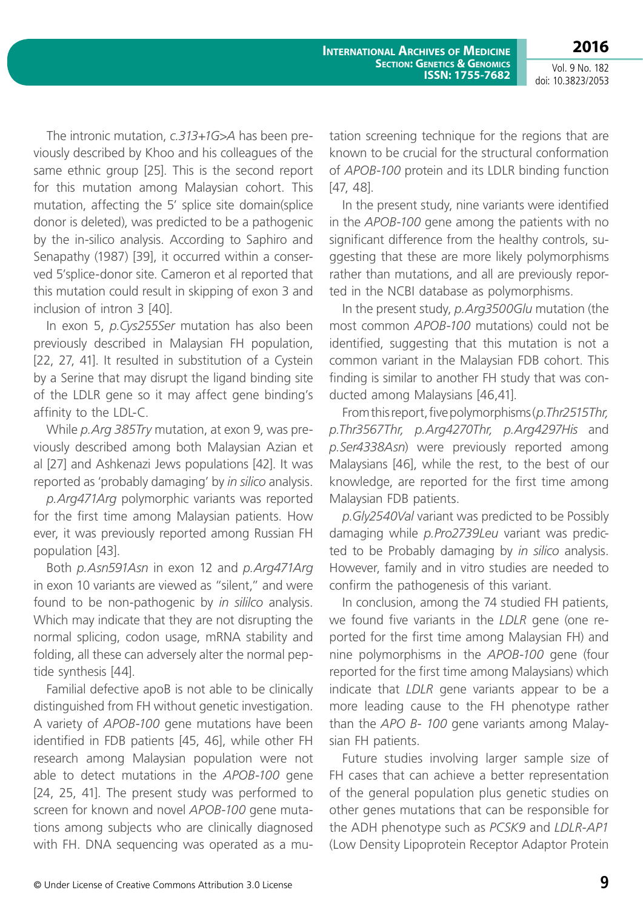The intronic mutation, *c.313+1G>A* has been previously described by Khoo and his colleagues of the same ethnic group [25]. This is the second report for this mutation among Malaysian cohort. This mutation, affecting the 5' splice site domain(splice donor is deleted), was predicted to be a pathogenic by the in-silico analysis. According to Saphiro and Senapathy (1987) [39], it occurred within a conserved 5'splice-donor site. Cameron et al reported that this mutation could result in skipping of exon 3 and inclusion of intron 3 [40].

In exon 5, *p.Cys255Ser* mutation has also been previously described in Malaysian FH population, [22, 27, 41]. It resulted in substitution of a Cystein by a Serine that may disrupt the ligand binding site of the LDLR gene so it may affect gene binding's affinity to the LDL-C.

While *p.Arg 385Try* mutation, at exon 9, was previously described among both Malaysian Azian et al [27] and Ashkenazi Jews populations [42]. It was reported as 'probably damaging' by *in silico* analysis.

*p.Arg471Arg* polymorphic variants was reported for the first time among Malaysian patients. How ever, it was previously reported among Russian FH population [43].

Both *p.Asn591Asn* in exon 12 and *p.Arg471Arg* in exon 10 variants are viewed as "silent," and were found to be non-pathogenic by *in sililco* analysis. Which may indicate that they are not disrupting the normal splicing, codon usage, mRNA stability and folding, all these can adversely alter the normal peptide synthesis [44].

Familial defective apoB is not able to be clinically distinguished from FH without genetic investigation. A variety of *APOB-100* gene mutations have been identified in FDB patients [45, 46], while other FH research among Malaysian population were not able to detect mutations in the *APOB-100* gene [24, 25, 41]. The present study was performed to screen for known and novel *APOB-100* gene mutations among subjects who are clinically diagnosed with FH. DNA sequencing was operated as a mutation screening technique for the regions that are known to be crucial for the structural conformation of *APOB-100* protein and its LDLR binding function [47, 48].

In the present study, nine variants were identified in the *APOB-100* gene among the patients with no significant difference from the healthy controls, suggesting that these are more likely polymorphisms rather than mutations, and all are previously reported in the NCBI database as polymorphisms.

In the present study, *p.Arg3500Glu* mutation (the most common *APOB-100* mutations) could not be identified, suggesting that this mutation is not a common variant in the Malaysian FDB cohort. This finding is similar to another FH study that was conducted among Malaysians [46,41].

From this report, five polymorphisms (*p.Thr2515Thr, p.Thr3567Thr, p.Arg4270Thr, p.Arg4297His* and *p.Ser4338Asn*) were previously reported among Malaysians [46], while the rest, to the best of our knowledge, are reported for the first time among Malaysian FDB patients.

*p.Gly2540Val* variant was predicted to be Possibly damaging while *p.Pro2739Leu* variant was predicted to be Probably damaging by *in silico* analysis. However, family and in vitro studies are needed to confirm the pathogenesis of this variant.

In conclusion, among the 74 studied FH patients, we found five variants in the *LDLR* gene (one reported for the first time among Malaysian FH) and nine polymorphisms in the *APOB-100* gene (four reported for the first time among Malaysians) which indicate that *LDLR* gene variants appear to be a more leading cause to the FH phenotype rather than the *APO B- 100* gene variants among Malaysian FH patients.

Future studies involving larger sample size of FH cases that can achieve a better representation of the general population plus genetic studies on other genes mutations that can be responsible for the ADH phenotype such as *PCSK9* and *LDLR-AP1* (Low Density Lipoprotein Receptor Adaptor Protein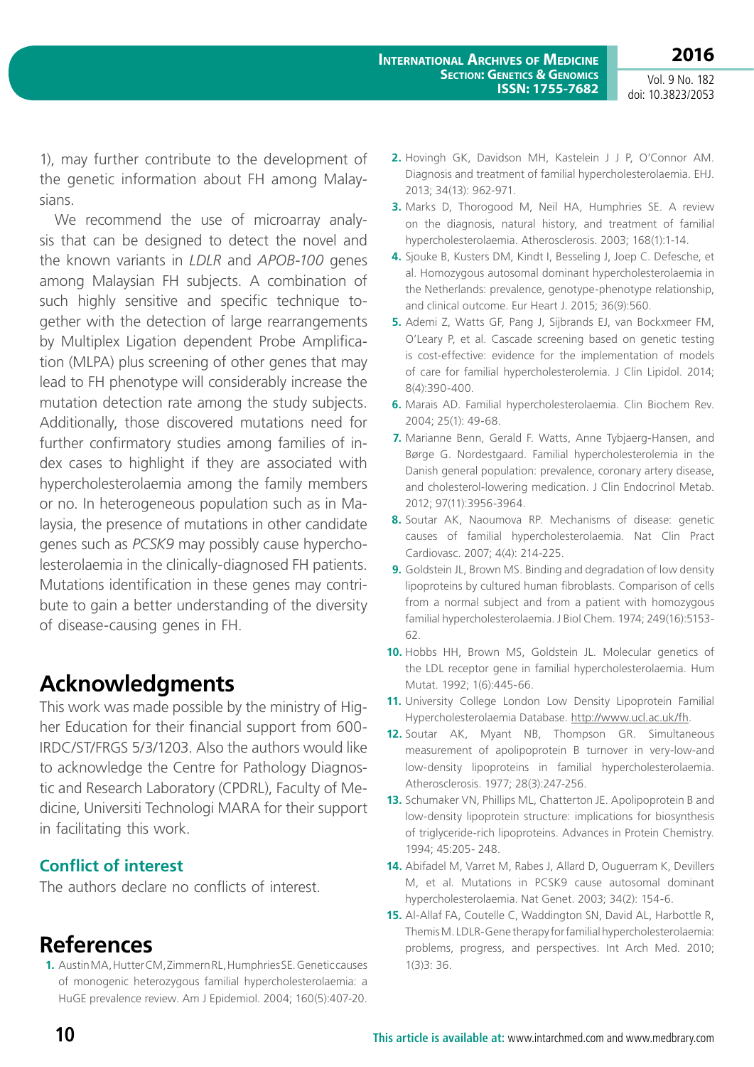1), may further contribute to the development of the genetic information about FH among Malaysians.

We recommend the use of microarray analysis that can be designed to detect the novel and the known variants in *LDLR* and *APOB-100* genes among Malaysian FH subjects. A combination of such highly sensitive and specific technique together with the detection of large rearrangements by Multiplex Ligation dependent Probe Amplification (MLPA) plus screening of other genes that may lead to FH phenotype will considerably increase the mutation detection rate among the study subjects. Additionally, those discovered mutations need for further confirmatory studies among families of index cases to highlight if they are associated with hypercholesterolaemia among the family members or no. In heterogeneous population such as in Malaysia, the presence of mutations in other candidate genes such as *PCSK9* may possibly cause hypercholesterolaemia in the clinically-diagnosed FH patients. Mutations identification in these genes may contribute to gain a better understanding of the diversity of disease-causing genes in FH.

# Acknowledgments

This work was made possible by the ministry of Higher Education for their financial support from 600-IRDC/ST/FRGS 5/3/1203. Also the authors would like to acknowledge the Centre for Pathology Diagnostic and Research Laboratory (CPDRL), Faculty of Medicine, Universiti Technologi MARA for their support in facilitating this work.

## Conflict of interest

The authors declare no conflicts of interest.

# References

1. Austin MA, Hutter CM, Zimmern RL, Humphries SE. Genetic causes of monogenic heterozygous familial hypercholesterolaemia: a HuGE prevalence review. Am J Epidemiol. 2004; 160(5):407-20.
2. Hovingh GK, Davidson MH, Kastelein J J P, O'Connor AM. Diagnosis and treatment of familial hypercholesterolaemia. EHJ. 2013; 34(13): 962-971.
3. Marks D, Thorogood M, Neil HA, Humphries SE. A review on the diagnosis, natural history, and treatment of familial hypercholesterolaemia. Atherosclerosis. 2003; 168(1):1-14.
4. Sjouke B, Kusters DM, Kindt I, Besseling J, Joep C. Defesche, et al. Homozygous autosomal dominant hypercholesterolaemia in the Netherlands: prevalence, genotype-phenotype relationship, and clinical outcome. Eur Heart J. 2015; 36(9):560.
5. Ademi Z, Watts GF, Pang J, Sijbrands EJ, van Bockxmeer FM, O'Leary P, et al. Cascade screening based on genetic testing is cost-effective: evidence for the implementation of models of care for familial hypercholesterolemia. J Clin Lipidol. 2014; 8(4):390-400.
6. Marais AD. Familial hypercholesterolaemia. Clin Biochem Rev. 2004; 25(1): 49-68.
7. Marianne Benn, Gerald F. Watts, Anne Tybjaerg-Hansen, and Børge G. Nordestgaard. Familial hypercholesterolemia in the Danish general population: prevalence, coronary artery disease, and cholesterol-lowering medication. J Clin Endocrinol Metab. 2012; 97(11):3956-3964.
8. Soutar AK, Naoumova RP. Mechanisms of disease: genetic causes of familial hypercholesterolaemia. Nat Clin Pract Cardiovasc. 2007; 4(4): 214-225.
9. Goldstein JL, Brown MS. Binding and degradation of low density lipoproteins by cultured human fibroblasts. Comparison of cells from a normal subject and from a patient with homozygous familial hypercholesterolaemia. J Biol Chem. 1974; 249(16):5153-62.
10. Hobbs HH, Brown MS, Goldstein JL. Molecular genetics of the LDL receptor gene in familial hypercholesterolaemia. Hum Mutat. 1992; 1(6):445-66.
11. University College London Low Density Lipoprotein Familial Hypercholesterolaemia Database. http://www.ucl.ac.uk/fh.
12. Soutar AK, Myant NB, Thompson GR. Simultaneous measurement of apolipoprotein B turnover in very-low-and low-density lipoproteins in familial hypercholesterolaemia. Atherosclerosis. 1977; 28(3):247-256.
13. Schumaker VN, Phillips ML, Chatterton JE. Apolipoprotein B and low-density lipoprotein structure: implications for biosynthesis of triglyceride-rich lipoproteins. Advances in Protein Chemistry. 1994; 45:205- 248.
14. Abifadel M, Varret M, Rabes J, Allard D, Ouguerram K, Devillers M, et al. Mutations in PCSK9 cause autosomal dominant hypercholesterolaemia. Nat Genet. 2003; 34(2): 154-6.
15. Al-Allaf FA, Coutelle C, Waddington SN, David AL, Harbottle R, Themis M. LDLR-Gene therapy for familial hypercholesterolaemia: problems, progress, and perspectives. Int Arch Med. 2010; 1(3)3: 36.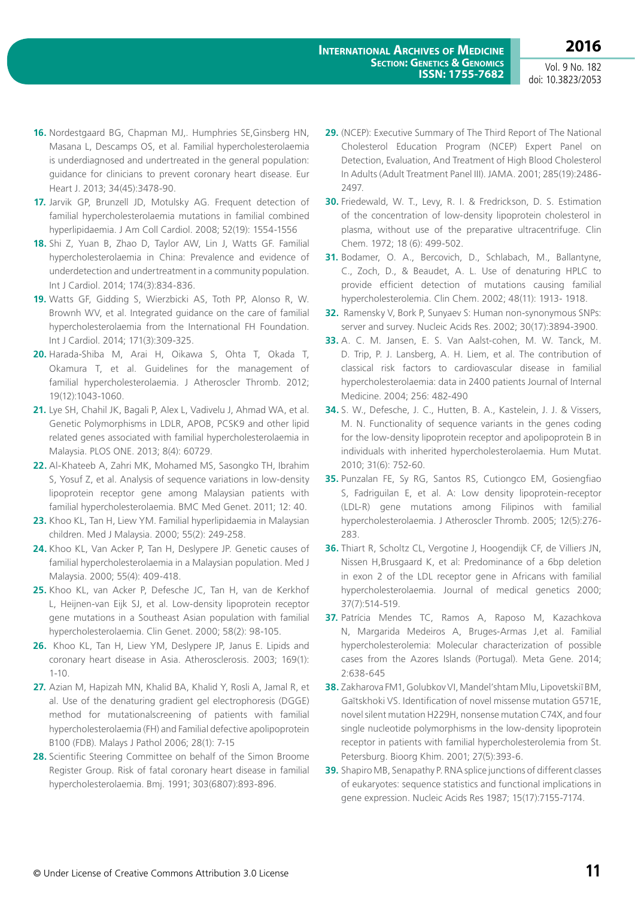16. Nordestgaard BG, Chapman MJ,. Humphries SE,Ginsberg HN, Masana L, Descamps OS, et al. Familial hypercholesterolaemia is underdiagnosed and undertreated in the general population: guidance for clinicians to prevent coronary heart disease. Eur Heart J. 2013; 34(45):3478-90.
17. Jarvik GP, Brunzell JD, Motulsky AG. Frequent detection of familial hypercholesterolaemia mutations in familial combined hyperlipidaemia. J Am Coll Cardiol. 2008; 52(19): 1554-1556
18. Shi Z, Yuan B, Zhao D, Taylor AW, Lin J, Watts GF. Familial hypercholesterolaemia in China: Prevalence and evidence of underdetection and undertreatment in a community population. Int J Cardiol. 2014; 174(3):834-836.
19. Watts GF, Gidding S, Wierzbicki AS, Toth PP, Alonso R, W. Brownh WV, et al. Integrated guidance on the care of familial hypercholesterolaemia from the International FH Foundation. Int J Cardiol. 2014; 171(3):309-325.
20. Harada-Shiba M, Arai H, Oikawa S, Ohta T, Okada T, Okamura T, et al. Guidelines for the management of familial hypercholesterolaemia. J Atheroscler Thromb. 2012; 19(12):1043-1060.
21. Lye SH, Chahil JK, Bagali P, Alex L, Vadivelu J, Ahmad WA, et al. Genetic Polymorphisms in LDLR, APOB, PCSK9 and other lipid related genes associated with familial hypercholesterolaemia in Malaysia. PLOS ONE. 2013; 8(4): 60729.
22. Al-Khateeb A, Zahri MK, Mohamed MS, Sasongko TH, Ibrahim S, Yosuf Z, et al. Analysis of sequence variations in low-density lipoprotein receptor gene among Malaysian patients with familial hypercholesterolaemia. BMC Med Genet. 2011; 12: 40.
23. Khoo KL, Tan H, Liew YM. Familial hyperlipidaemia in Malaysian children. Med J Malaysia. 2000; 55(2): 249-258.
24. Khoo KL, Van Acker P, Tan H, Deslypere JP. Genetic causes of familial hypercholesterolaemia in a Malaysian population. Med J Malaysia. 2000; 55(4): 409-418.
25. Khoo KL, van Acker P, Defesche JC, Tan H, van de Kerkhof L, Heijnen-van Eijk SJ, et al. Low-density lipoprotein receptor gene mutations in a Southeast Asian population with familial hypercholesterolaemia. Clin Genet. 2000; 58(2): 98-105.
26. Khoo KL, Tan H, Liew YM, Deslypere JP, Janus E. Lipids and coronary heart disease in Asia. Atherosclerosis. 2003; 169(1): 1-10.
27. Azian M, Hapizah MN, Khalid BA, Khalid Y, Rosli A, Jamal R, et al. Use of the denaturing gradient gel electrophoresis (DGGE) method for mutationalscreening of patients with familial hypercholesterolaemia (FH) and Familial defective apolipoprotein B100 (FDB). Malays J Pathol 2006; 28(1): 7-15
28. Scientific Steering Committee on behalf of the Simon Broome Register Group. Risk of fatal coronary heart disease in familial hypercholesterolaemia. Bmj. 1991; 303(6807):893-896.
29. (NCEP): Executive Summary of The Third Report of The National Cholesterol Education Program (NCEP) Expert Panel on Detection, Evaluation, And Treatment of High Blood Cholesterol In Adults (Adult Treatment Panel III). JAMA. 2001; 285(19):2486-2497.
30. Friedewald, W. T., Levy, R. I. & Fredrickson, D. S. Estimation of the concentration of low-density lipoprotein cholesterol in plasma, without use of the preparative ultracentrifuge. Clin Chem. 1972; 18 (6): 499-502.
31. Bodamer, O. A., Bercovich, D., Schlabach, M., Ballantyne, C., Zoch, D., & Beaudet, A. L. Use of denaturing HPLC to provide efficient detection of mutations causing familial hypercholesterolemia. Clin Chem. 2002; 48(11): 1913- 1918.
32. Ramensky V, Bork P, Sunyaev S: Human non-synonymous SNPs: server and survey. Nucleic Acids Res. 2002; 30(17):3894-3900.
33. A. C. M. Jansen, E. S. Van Aalst-cohen, M. W. Tanck, M. D. Trip, P. J. Lansberg, A. H. Liem, et al. The contribution of classical risk factors to cardiovascular disease in familial hypercholesterolaemia: data in 2400 patients Journal of Internal Medicine. 2004; 256: 482-490
34. S. W., Defesche, J. C., Hutten, B. A., Kastelein, J. J. & Vissers, M. N. Functionality of sequence variants in the genes coding for the low-density lipoprotein receptor and apolipoprotein B in individuals with inherited hypercholesterolaemia. Hum Mutat. 2010; 31(6): 752-60.
35. Punzalan FE, Sy RG, Santos RS, Cutiongco EM, Gosiengfiao S, Fadriguilan E, et al. A: Low density lipoprotein-receptor (LDL-R) gene mutations among Filipinos with familial hypercholesterolaemia. J Atheroscler Thromb. 2005; 12(5):276-283.
36. Thiart R, Scholtz CL, Vergotine J, Hoogendijk CF, de Villiers JN, Nissen H,Brusgaard K, et al: Predominance of a 6bp deletion in exon 2 of the LDL receptor gene in Africans with familial hypercholesterolaemia. Journal of medical genetics 2000; 37(7):514-519.
37. Patrícia Mendes TC, Ramos A, Raposo M, Kazachkova N, Margarida Medeiros A, Bruges-Armas J,et al. Familial hypercholesterolemia: Molecular characterization of possible cases from the Azores Islands (Portugal). Meta Gene. 2014; 2:638-645
38. Zakharova FM1, Golubkov VI, Mandel'shtam MIu, Lipovetskiĭ BM, Gaĭtskhoki VS. Identification of novel missense mutation G571E, novel silent mutation H229H, nonsense mutation C74X, and four single nucleotide polymorphisms in the low-density lipoprotein receptor in patients with familial hypercholesterolemia from St. Petersburg. Bioorg Khim. 2001; 27(5):393-6.
39. Shapiro MB, Senapathy P. RNA splice junctions of different classes of eukaryotes: sequence statistics and functional implications in gene expression. Nucleic Acids Res 1987; 15(17):7155-7174.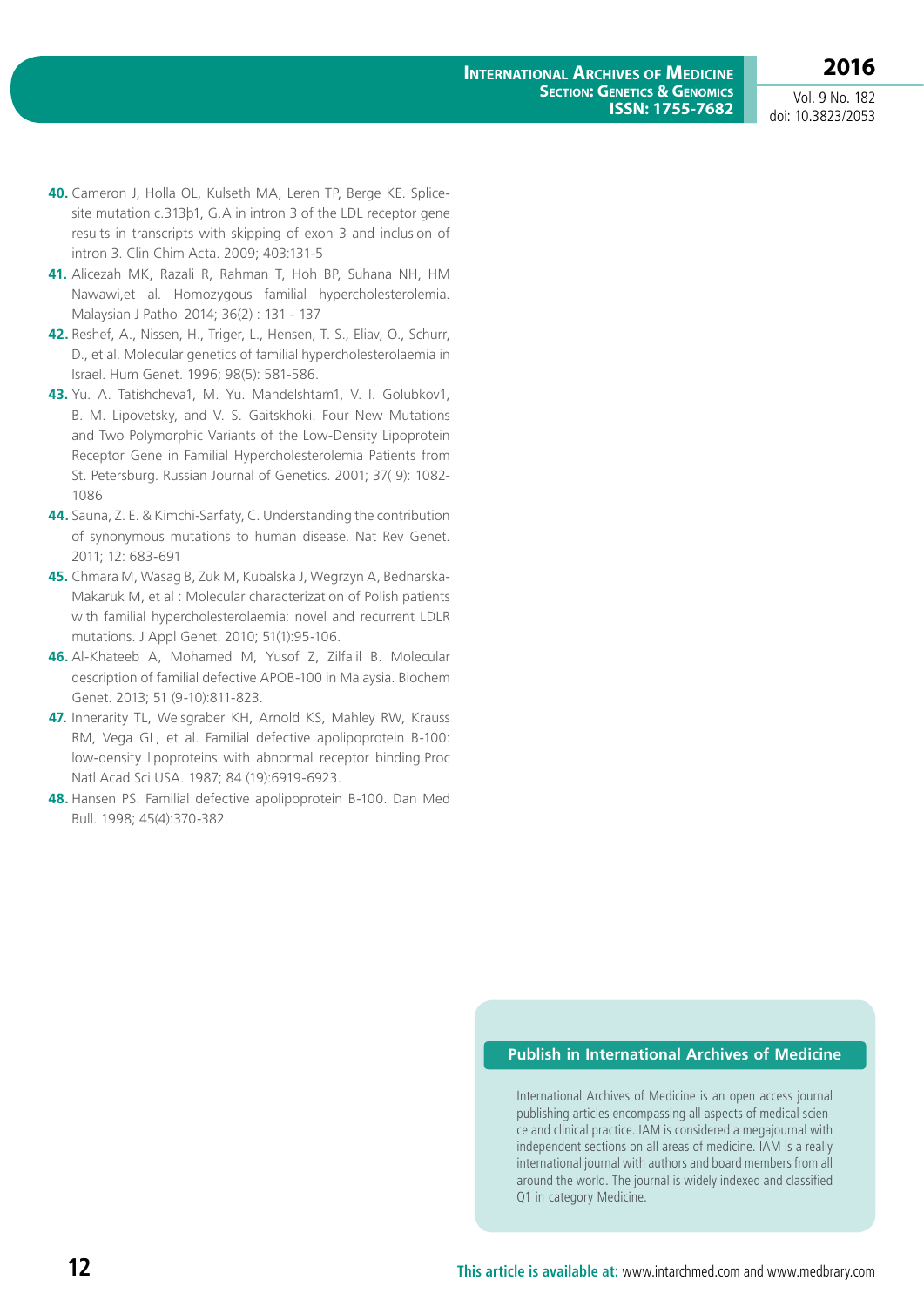40. Cameron J, Holla OL, Kulseth MA, Leren TP, Berge KE. Splice-site mutation c.313þ1, G.A in intron 3 of the LDL receptor gene results in transcripts with skipping of exon 3 and inclusion of intron 3. Clin Chim Acta. 2009; 403:131-5
41. Alicezah MK, Razali R, Rahman T, Hoh BP, Suhana NH, HM Nawawi,et al. Homozygous familial hypercholesterolemia. Malaysian J Pathol 2014; 36(2) : 131 - 137
42. Reshef, A., Nissen, H., Triger, L., Hensen, T. S., Eliav, O., Schurr, D., et al. Molecular genetics of familial hypercholesterolaemia in Israel. Hum Genet. 1996; 98(5): 581-586.
43. Yu. A. Tatishcheva1, M. Yu. Mandelshtam1, V. I. Golubkov1, B. M. Lipovetsky, and V. S. Gaitskhoki. Four New Mutations and Two Polymorphic Variants of the Low-Density Lipoprotein Receptor Gene in Familial Hypercholesterolemia Patients from St. Petersburg. Russian Journal of Genetics. 2001; 37( 9): 1082-1086
44. Sauna, Z. E. & Kimchi-Sarfaty, C. Understanding the contribution of synonymous mutations to human disease. Nat Rev Genet. 2011; 12: 683-691
45. Chmara M, Wasag B, Zuk M, Kubalska J, Wegrzyn A, Bednarska-Makaruk M, et al : Molecular characterization of Polish patients with familial hypercholesterolaemia: novel and recurrent LDLR mutations. J Appl Genet. 2010; 51(1):95-106.
46. Al-Khateeb A, Mohamed M, Yusof Z, Zilfalil B. Molecular description of familial defective APOB-100 in Malaysia. Biochem Genet. 2013; 51 (9-10):811-823.
47. Innerarity TL, Weisgraber KH, Arnold KS, Mahley RW, Krauss RM, Vega GL, et al. Familial defective apolipoprotein B-100: low-density lipoproteins with abnormal receptor binding.Proc Natl Acad Sci USA. 1987; 84 (19):6919-6923.
48. Hansen PS. Familial defective apolipoprotein B-100. Dan Med Bull. 1998; 45(4):370-382.

**Publish in International Archives of Medicine**

International Archives of Medicine is an open access journal publishing articles encompassing all aspects of medical science and clinical practice. IAM is considered a megajournal with independent sections on all areas of medicine. IAM is a really international journal with authors and board members from all around the world. The journal is widely indexed and classified Q1 in category Medicine.